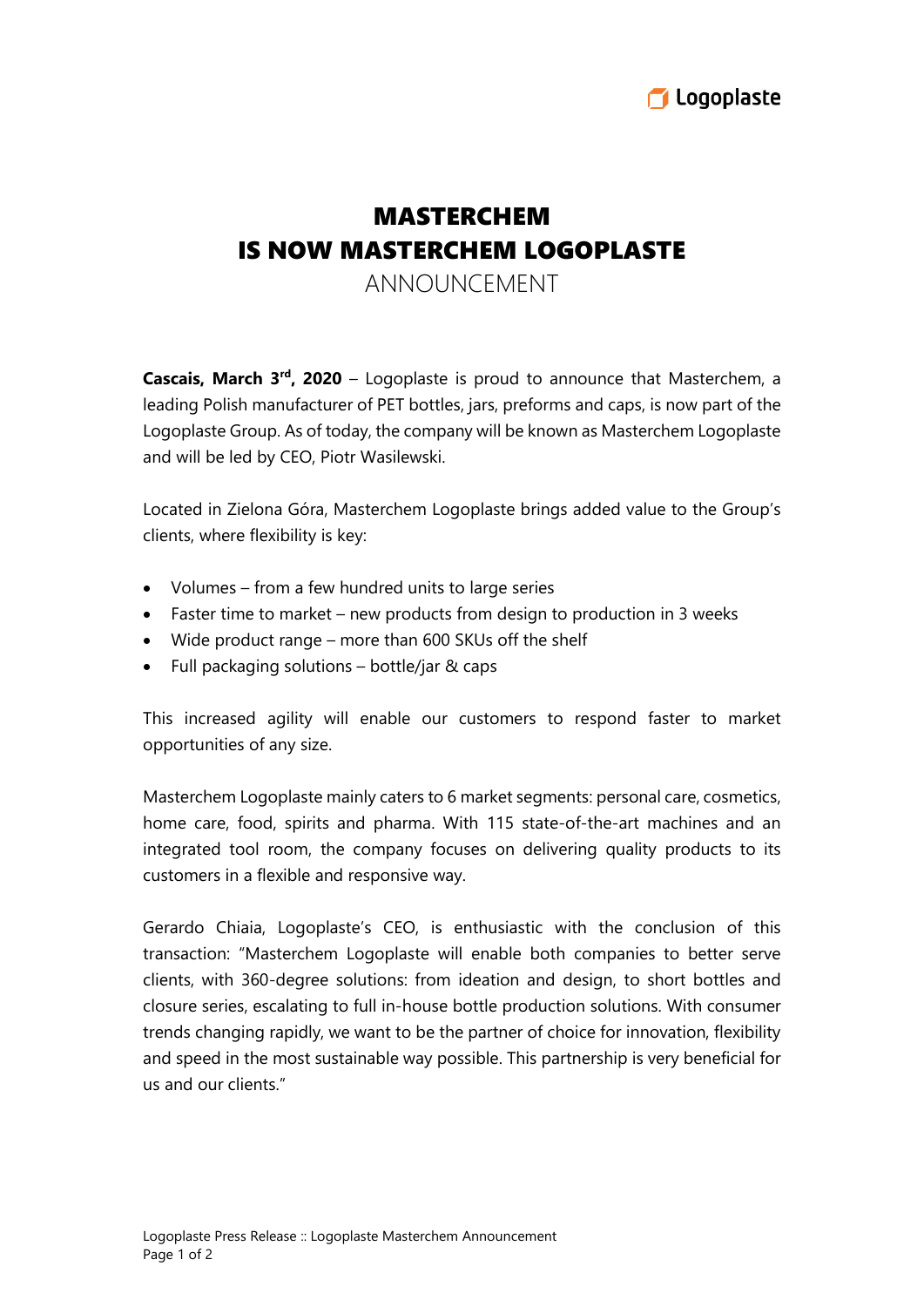# MASTERCHEM
# IS NOW MASTERCHEM LOGOPLASTE

ANNOUNCEMENT

**Cascais, March 3rd, 2020** – Logoplaste is proud to announce that Masterchem, a leading Polish manufacturer of PET bottles, jars, preforms and caps, is now part of the Logoplaste Group. As of today, the company will be known as Masterchem Logoplaste and will be led by CEO, Piotr Wasilewski.

Located in Zielona Góra, Masterchem Logoplaste brings added value to the Group's clients, where flexibility is key:

- Volumes – from a few hundred units to large series
- Faster time to market – new products from design to production in 3 weeks
- Wide product range – more than 600 SKUs off the shelf
- Full packaging solutions – bottle/jar & caps

This increased agility will enable our customers to respond faster to market opportunities of any size.

Masterchem Logoplaste mainly caters to 6 market segments: personal care, cosmetics, home care, food, spirits and pharma. With 115 state-of-the-art machines and an integrated tool room, the company focuses on delivering quality products to its customers in a flexible and responsive way.

Gerardo Chiaia, Logoplaste's CEO, is enthusiastic with the conclusion of this transaction: "Masterchem Logoplaste will enable both companies to better serve clients, with 360-degree solutions: from ideation and design, to short bottles and closure series, escalating to full in-house bottle production solutions. With consumer trends changing rapidly, we want to be the partner of choice for innovation, flexibility and speed in the most sustainable way possible. This partnership is very beneficial for us and our clients."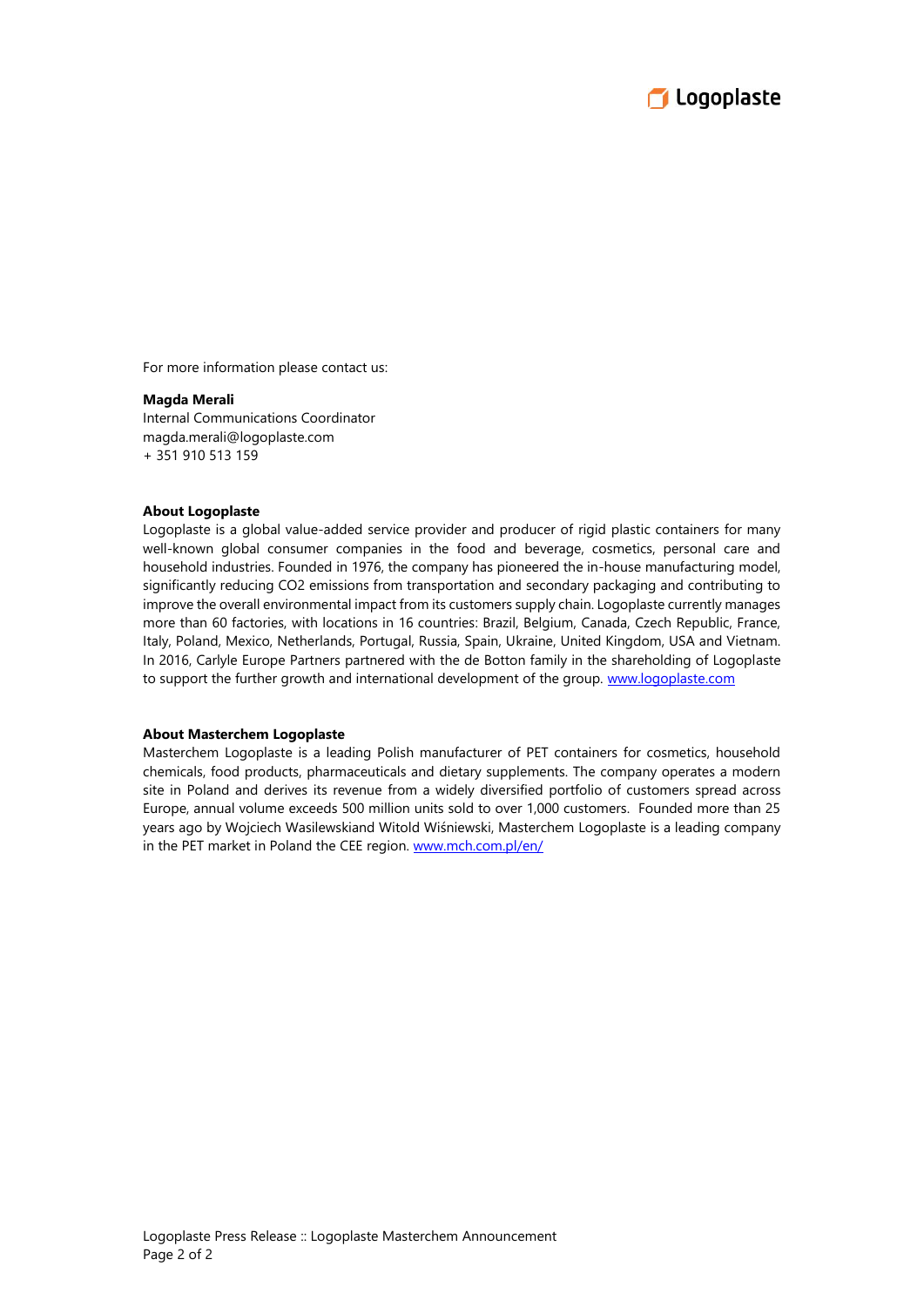For more information please contact us:

**Magda Merali**
Internal Communications Coordinator
magda.merali@logoplaste.com
+ 351 910 513 159

**About Logoplaste**
Logoplaste is a global value-added service provider and producer of rigid plastic containers for many well-known global consumer companies in the food and beverage, cosmetics, personal care and household industries. Founded in 1976, the company has pioneered the in-house manufacturing model, significantly reducing CO2 emissions from transportation and secondary packaging and contributing to improve the overall environmental impact from its customers supply chain. Logoplaste currently manages more than 60 factories, with locations in 16 countries: Brazil, Belgium, Canada, Czech Republic, France, Italy, Poland, Mexico, Netherlands, Portugal, Russia, Spain, Ukraine, United Kingdom, USA and Vietnam. In 2016, Carlyle Europe Partners partnered with the de Botton family in the shareholding of Logoplaste to support the further growth and international development of the group. www.logoplaste.com

**About Masterchem Logoplaste**
Masterchem Logoplaste is a leading Polish manufacturer of PET containers for cosmetics, household chemicals, food products, pharmaceuticals and dietary supplements. The company operates a modern site in Poland and derives its revenue from a widely diversified portfolio of customers spread across Europe, annual volume exceeds 500 million units sold to over 1,000 customers. Founded more than 25 years ago by Wojciech Wasilewskiand Witold Wiśniewski, Masterchem Logoplaste is a leading company in the PET market in Poland the CEE region. www.mch.com.pl/en/